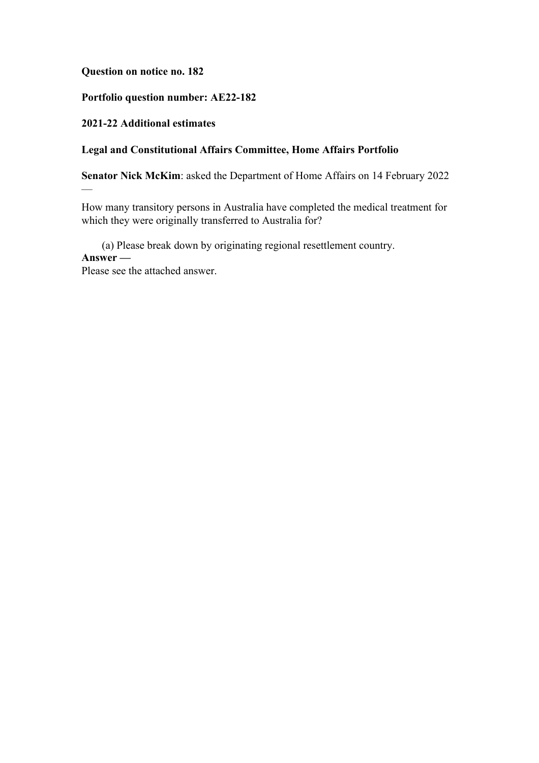**Question on notice no. 182**

**Portfolio question number: AE22-182**

**2021-22 Additional estimates**

**Legal and Constitutional Affairs Committee, Home Affairs Portfolio**

**Senator Nick McKim**: asked the Department of Home Affairs on 14 February 2022 —

How many transitory persons in Australia have completed the medical treatment for which they were originally transferred to Australia for?

(a) Please break down by originating regional resettlement country.

**Answer —**

Please see the attached answer.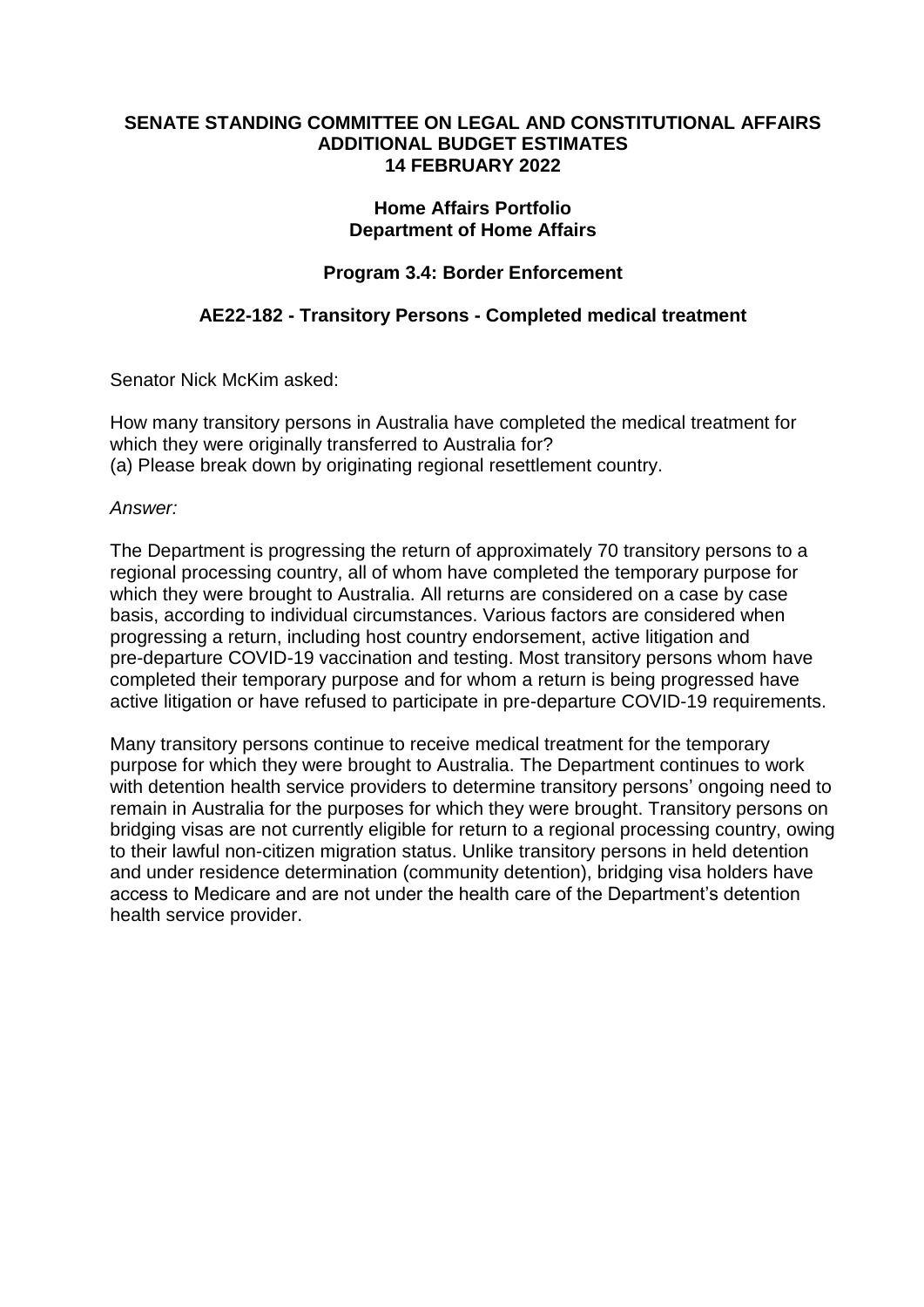**SENATE STANDING COMMITTEE ON LEGAL AND CONSTITUTIONAL AFFAIRS**
**ADDITIONAL BUDGET ESTIMATES**
**14 FEBRUARY 2022**

**Home Affairs Portfolio**
**Department of Home Affairs**

**Program 3.4: Border Enforcement**

**AE22-182 - Transitory Persons - Completed medical treatment**

Senator Nick McKim asked:

How many transitory persons in Australia have completed the medical treatment for which they were originally transferred to Australia for?
(a) Please break down by originating regional resettlement country.

*Answer:*

The Department is progressing the return of approximately 70 transitory persons to a regional processing country, all of whom have completed the temporary purpose for which they were brought to Australia. All returns are considered on a case by case basis, according to individual circumstances. Various factors are considered when progressing a return, including host country endorsement, active litigation and pre-departure COVID-19 vaccination and testing. Most transitory persons whom have completed their temporary purpose and for whom a return is being progressed have active litigation or have refused to participate in pre-departure COVID-19 requirements.

Many transitory persons continue to receive medical treatment for the temporary purpose for which they were brought to Australia. The Department continues to work with detention health service providers to determine transitory persons' ongoing need to remain in Australia for the purposes for which they were brought. Transitory persons on bridging visas are not currently eligible for return to a regional processing country, owing to their lawful non-citizen migration status. Unlike transitory persons in held detention and under residence determination (community detention), bridging visa holders have access to Medicare and are not under the health care of the Department's detention health service provider.